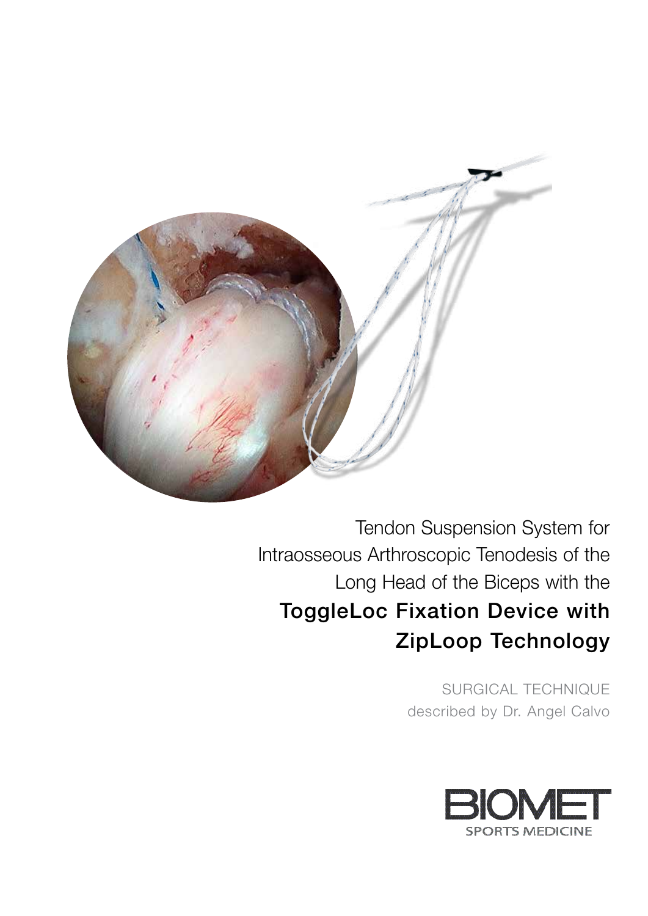# Tendon Suspension System for Intraosseous Arthroscopic Tenodesis of the Long Head of the Biceps with the **ToggleLoc Fixation Device with ZipLoop Technology**

SURGICAL TECHNIQUE
described by Dr. Angel Calvo

BIOMET
SPORTS MEDICINE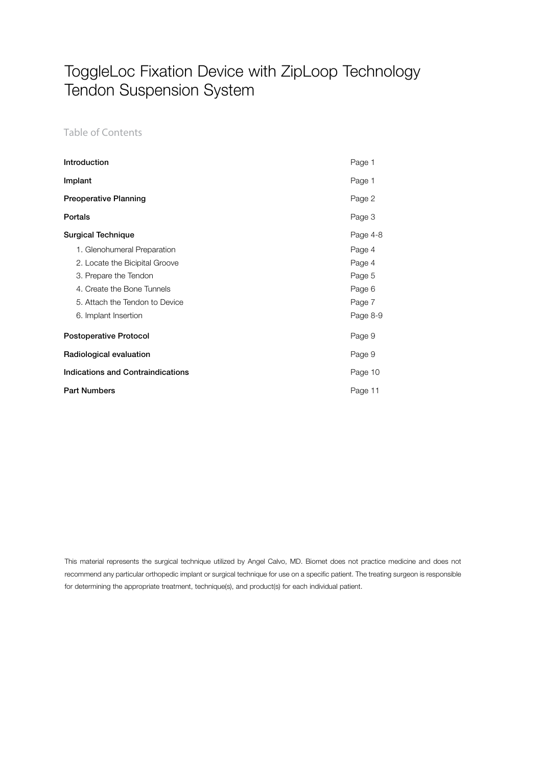# ToggleLoc Fixation Device with ZipLoop Technology Tendon Suspension System

## Table of Contents

| | |
|---|---|
| **Introduction** | Page 1 |
| **Implant** | Page 1 |
| **Preoperative Planning** | Page 2 |
| **Portals** | Page 3 |
| **Surgical Technique** | Page 4-8 |
| 1. Glenohumeral Preparation | Page 4 |
| 2. Locate the Bicipital Groove | Page 4 |
| 3. Prepare the Tendon | Page 5 |
| 4. Create the Bone Tunnels | Page 6 |
| 5. Attach the Tendon to Device | Page 7 |
| 6. Implant Insertion | Page 8-9 |
| **Postoperative Protocol** | Page 9 |
| **Radiological evaluation** | Page 9 |
| **Indications and Contraindications** | Page 10 |
| **Part Numbers** | Page 11 |

This material represents the surgical technique utilized by Angel Calvo, MD. Biomet does not practice medicine and does not recommend any particular orthopedic implant or surgical technique for use on a specific patient. The treating surgeon is responsible for determining the appropriate treatment, technique(s), and product(s) for each individual patient.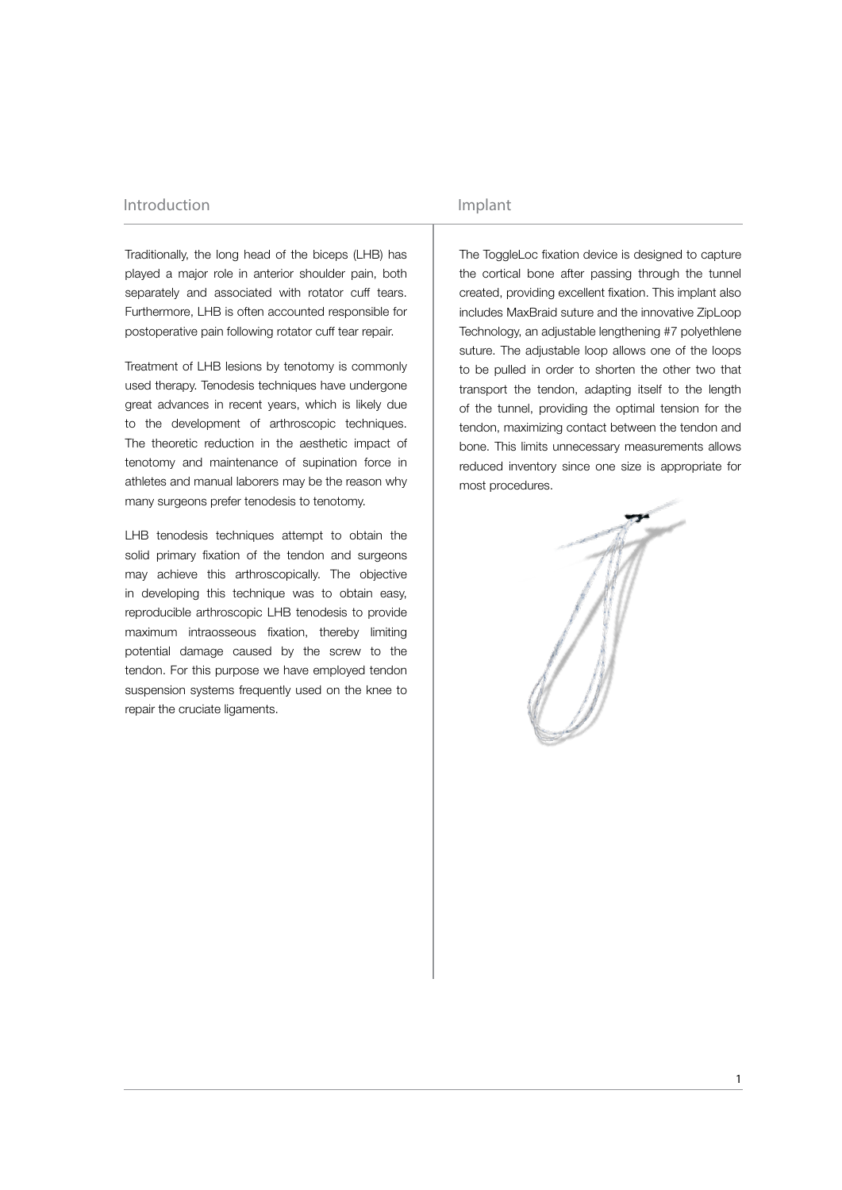## Introduction

Traditionally, the long head of the biceps (LHB) has played a major role in anterior shoulder pain, both separately and associated with rotator cuff tears. Furthermore, LHB is often accounted responsible for postoperative pain following rotator cuff tear repair.

Treatment of LHB lesions by tenotomy is commonly used therapy. Tenodesis techniques have undergone great advances in recent years, which is likely due to the development of arthroscopic techniques. The theoretic reduction in the aesthetic impact of tenotomy and maintenance of supination force in athletes and manual laborers may be the reason why many surgeons prefer tenodesis to tenotomy.

LHB tenodesis techniques attempt to obtain the solid primary fixation of the tendon and surgeons may achieve this arthroscopically. The objective in developing this technique was to obtain easy, reproducible arthroscopic LHB tenodesis to provide maximum intraosseous fixation, thereby limiting potential damage caused by the screw to the tendon. For this purpose we have employed tendon suspension systems frequently used on the knee to repair the cruciate ligaments.

## Implant

The ToggleLoc fixation device is designed to capture the cortical bone after passing through the tunnel created, providing excellent fixation. This implant also includes MaxBraid suture and the innovative ZipLoop Technology, an adjustable lengthening #7 polyethlene suture. The adjustable loop allows one of the loops to be pulled in order to shorten the other two that transport the tendon, adapting itself to the length of the tunnel, providing the optimal tension for the tendon, maximizing contact between the tendon and bone. This limits unnecessary measurements allows reduced inventory since one size is appropriate for most procedures.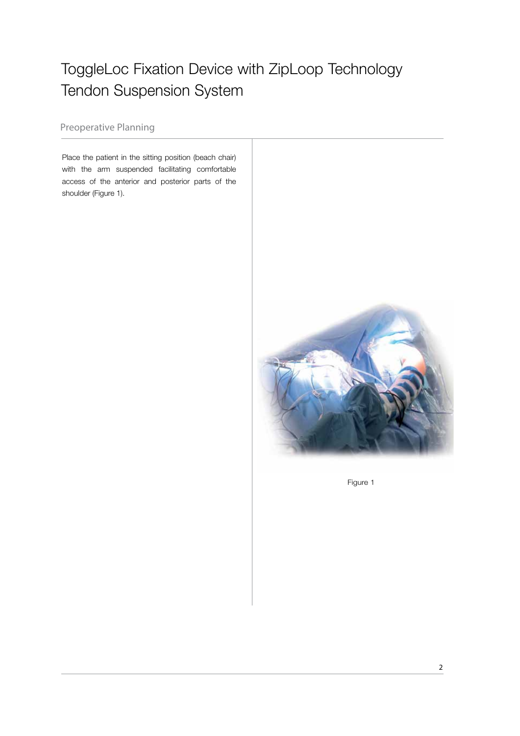# ToggleLoc Fixation Device with ZipLoop Technology Tendon Suspension System

## Preoperative Planning

Place the patient in the sitting position (beach chair) with the arm suspended facilitating comfortable access of the anterior and posterior parts of the shoulder (Figure 1).

Figure 1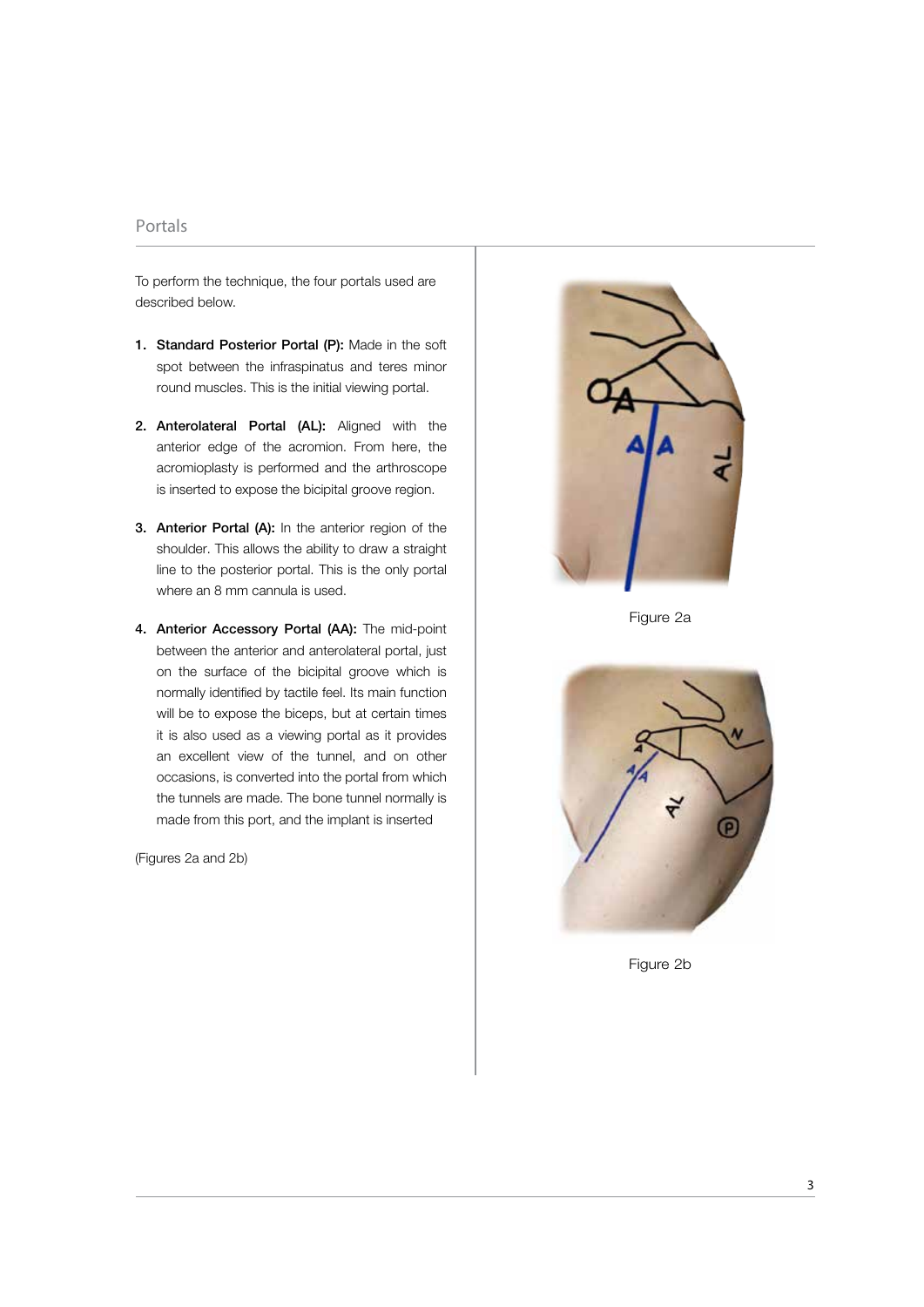## Portals

To perform the technique, the four portals used are described below.

1. **Standard Posterior Portal (P):** Made in the soft spot between the infraspinatus and teres minor round muscles. This is the initial viewing portal.
2. **Anterolateral Portal (AL):** Aligned with the anterior edge of the acromion. From here, the acromioplasty is performed and the arthroscope is inserted to expose the bicipital groove region.
3. **Anterior Portal (A):** In the anterior region of the shoulder. This allows the ability to draw a straight line to the posterior portal. This is the only portal where an 8 mm cannula is used.
4. **Anterior Accessory Portal (AA):** The mid-point between the anterior and anterolateral portal, just on the surface of the bicipital groove which is normally identified by tactile feel. Its main function will be to expose the biceps, but at certain times it is also used as a viewing portal as it provides an excellent view of the tunnel, and on other occasions, is converted into the portal from which the tunnels are made. The bone tunnel normally is made from this port, and the implant is inserted

(Figures 2a and 2b)

Figure 2a

Figure 2b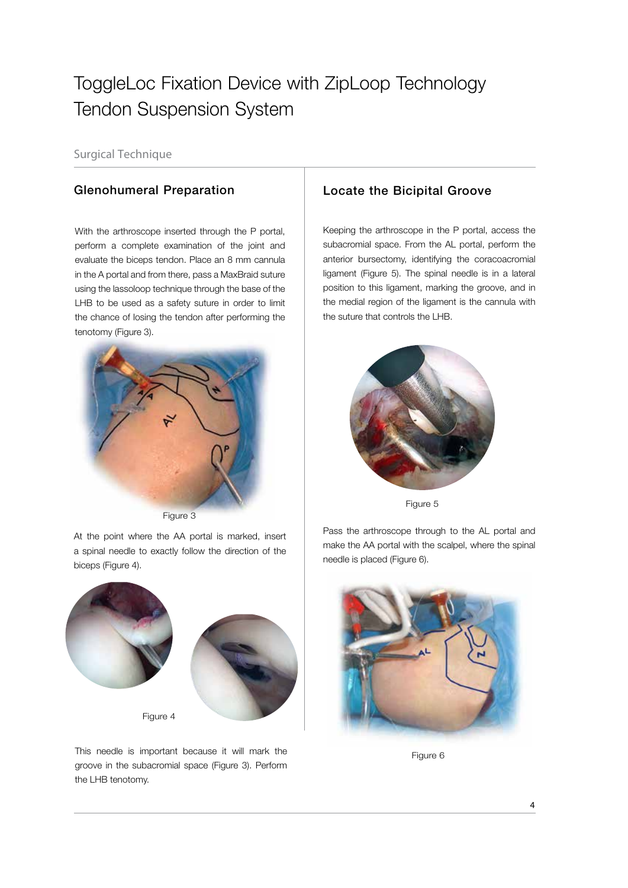# ToggleLoc Fixation Device with ZipLoop Technology Tendon Suspension System

Surgical Technique

## Glenohumeral Preparation

With the arthroscope inserted through the P portal, perform a complete examination of the joint and evaluate the biceps tendon. Place an 8 mm cannula in the A portal and from there, pass a MaxBraid suture using the lassoloop technique through the base of the LHB to be used as a safety suture in order to limit the chance of losing the tendon after performing the tenotomy (Figure 3).

Figure 3

At the point where the AA portal is marked, insert a spinal needle to exactly follow the direction of the biceps (Figure 4).

Figure 4

This needle is important because it will mark the groove in the subacromial space (Figure 3). Perform the LHB tenotomy.

## Locate the Bicipital Groove

Keeping the arthroscope in the P portal, access the subacromial space. From the AL portal, perform the anterior bursectomy, identifying the coracoacromial ligament (Figure 5). The spinal needle is in a lateral position to this ligament, marking the groove, and in the medial region of the ligament is the cannula with the suture that controls the LHB.

Figure 5

Pass the arthroscope through to the AL portal and make the AA portal with the scalpel, where the spinal needle is placed (Figure 6).

Figure 6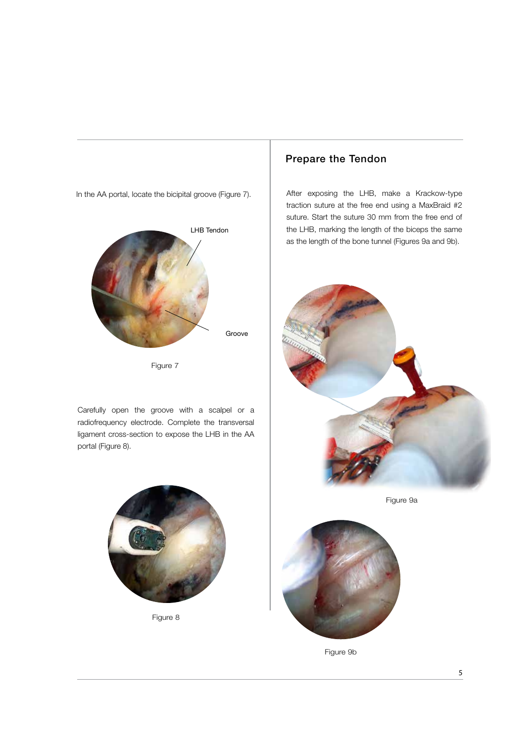In the AA portal, locate the bicipital groove (Figure 7).

LHB Tendon

Groove

Figure 7

Carefully open the groove with a scalpel or a radiofrequency electrode. Complete the transversal ligament cross-section to expose the LHB in the AA portal (Figure 8).

Figure 8

## Prepare the Tendon

After exposing the LHB, make a Krackow-type traction suture at the free end using a MaxBraid #2 suture. Start the suture 30 mm from the free end of the LHB, marking the length of the biceps the same as the length of the bone tunnel (Figures 9a and 9b).

Figure 9a

Figure 9b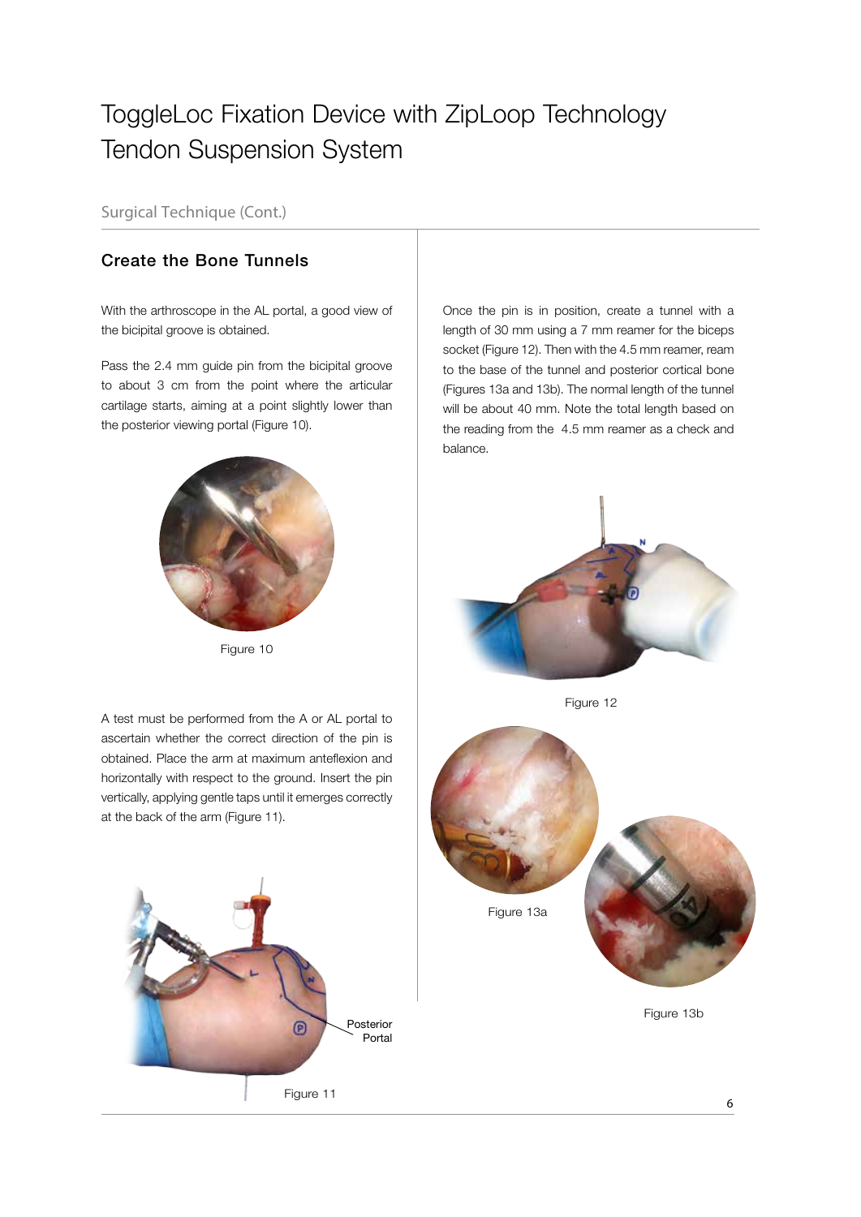# ToggleLoc Fixation Device with ZipLoop Technology Tendon Suspension System

Surgical Technique (Cont.)

## Create the Bone Tunnels

With the arthroscope in the AL portal, a good view of the bicipital groove is obtained.

Pass the 2.4 mm guide pin from the bicipital groove to about 3 cm from the point where the articular cartilage starts, aiming at a point slightly lower than the posterior viewing portal (Figure 10).

Figure 10

A test must be performed from the A or AL portal to ascertain whether the correct direction of the pin is obtained. Place the arm at maximum anteflexion and horizontally with respect to the ground. Insert the pin vertically, applying gentle taps until it emerges correctly at the back of the arm (Figure 11).

Posterior Portal

Figure 11

Once the pin is in position, create a tunnel with a length of 30 mm using a 7 mm reamer for the biceps socket (Figure 12). Then with the 4.5 mm reamer, ream to the base of the tunnel and posterior cortical bone (Figures 13a and 13b). The normal length of the tunnel will be about 40 mm. Note the total length based on the reading from the 4.5 mm reamer as a check and balance.

Figure 12

Figure 13a

Figure 13b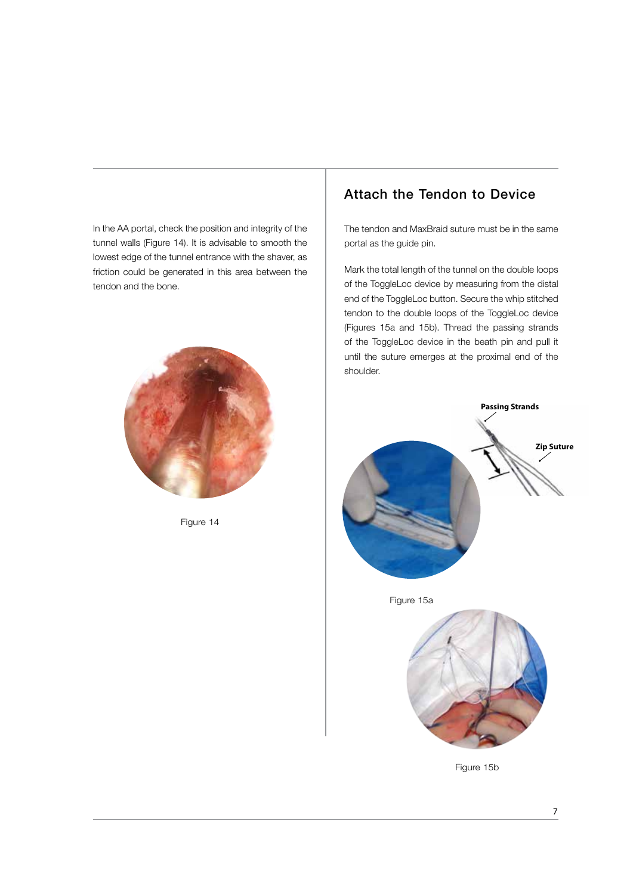In the AA portal, check the position and integrity of the tunnel walls (Figure 14). It is advisable to smooth the lowest edge of the tunnel entrance with the shaver, as friction could be generated in this area between the tendon and the bone.

Figure 14

## Attach the Tendon to Device

The tendon and MaxBraid suture must be in the same portal as the guide pin.

Mark the total length of the tunnel on the double loops of the ToggleLoc device by measuring from the distal end of the ToggleLoc button. Secure the whip stitched tendon to the double loops of the ToggleLoc device (Figures 15a and 15b). Thread the passing strands of the ToggleLoc device in the beath pin and pull it until the suture emerges at the proximal end of the shoulder.

Passing Strands

Zip Suture

Figure 15a

Figure 15b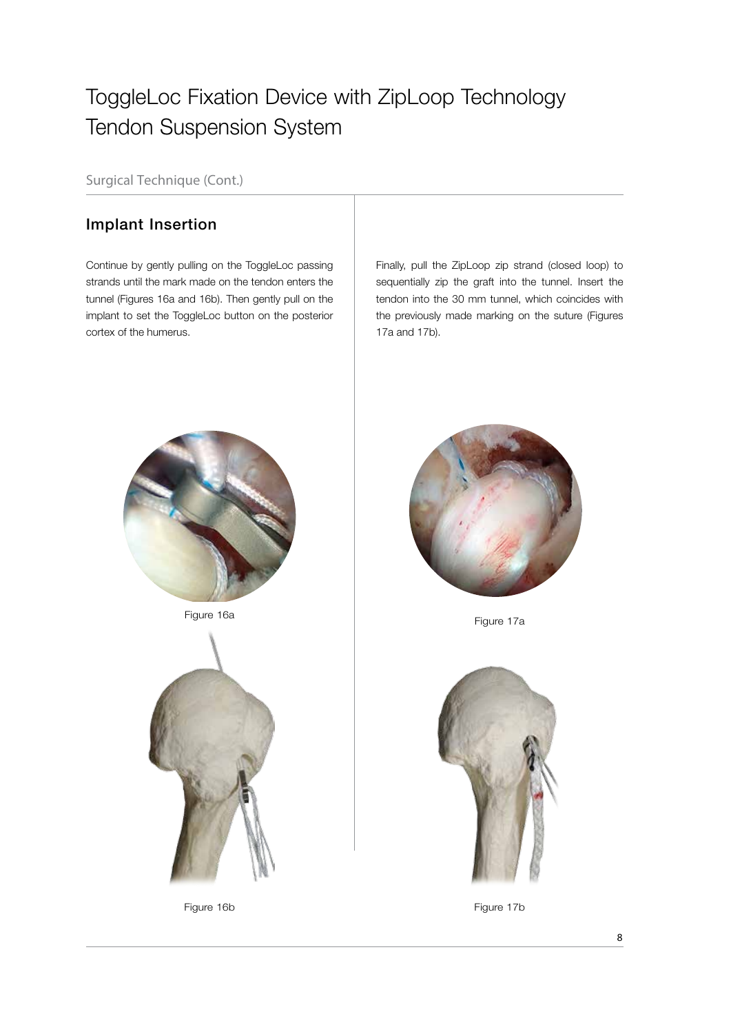# ToggleLoc Fixation Device with ZipLoop Technology Tendon Suspension System

Surgical Technique (Cont.)

## Implant Insertion

Continue by gently pulling on the ToggleLoc passing strands until the mark made on the tendon enters the tunnel (Figures 16a and 16b). Then gently pull on the implant to set the ToggleLoc button on the posterior cortex of the humerus.

Figure 16a

Figure 16b

Finally, pull the ZipLoop zip strand (closed loop) to sequentially zip the graft into the tunnel. Insert the tendon into the 30 mm tunnel, which coincides with the previously made marking on the suture (Figures 17a and 17b).

Figure 17a

Figure 17b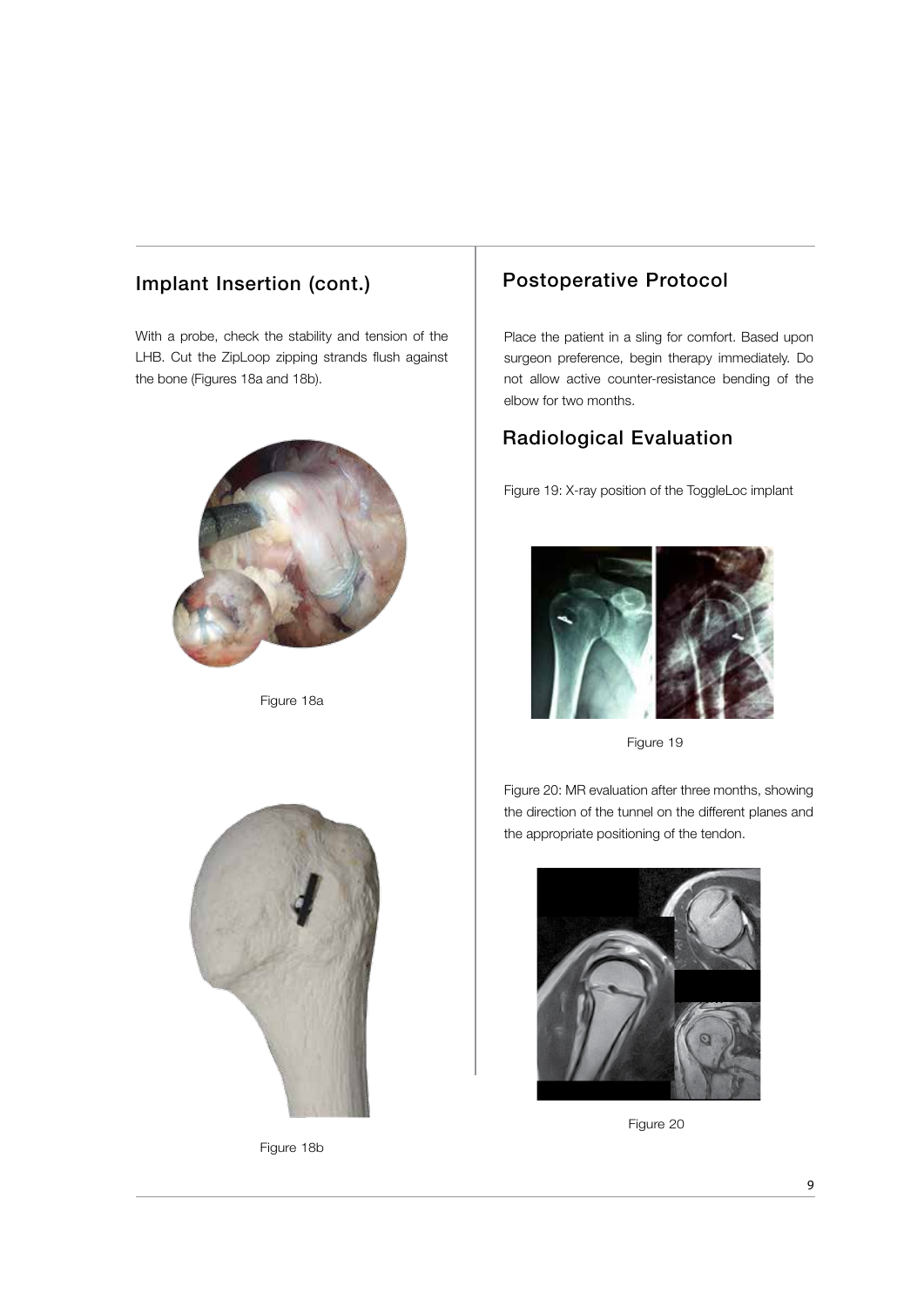## Implant Insertion (cont.)

With a probe, check the stability and tension of the LHB. Cut the ZipLoop zipping strands flush against the bone (Figures 18a and 18b).

Figure 18a

Figure 18b

## Postoperative Protocol

Place the patient in a sling for comfort. Based upon surgeon preference, begin therapy immediately. Do not allow active counter-resistance bending of the elbow for two months.

## Radiological Evaluation

Figure 19: X-ray position of the ToggleLoc implant

Figure 19

Figure 20: MR evaluation after three months, showing the direction of the tunnel on the different planes and the appropriate positioning of the tendon.

Figure 20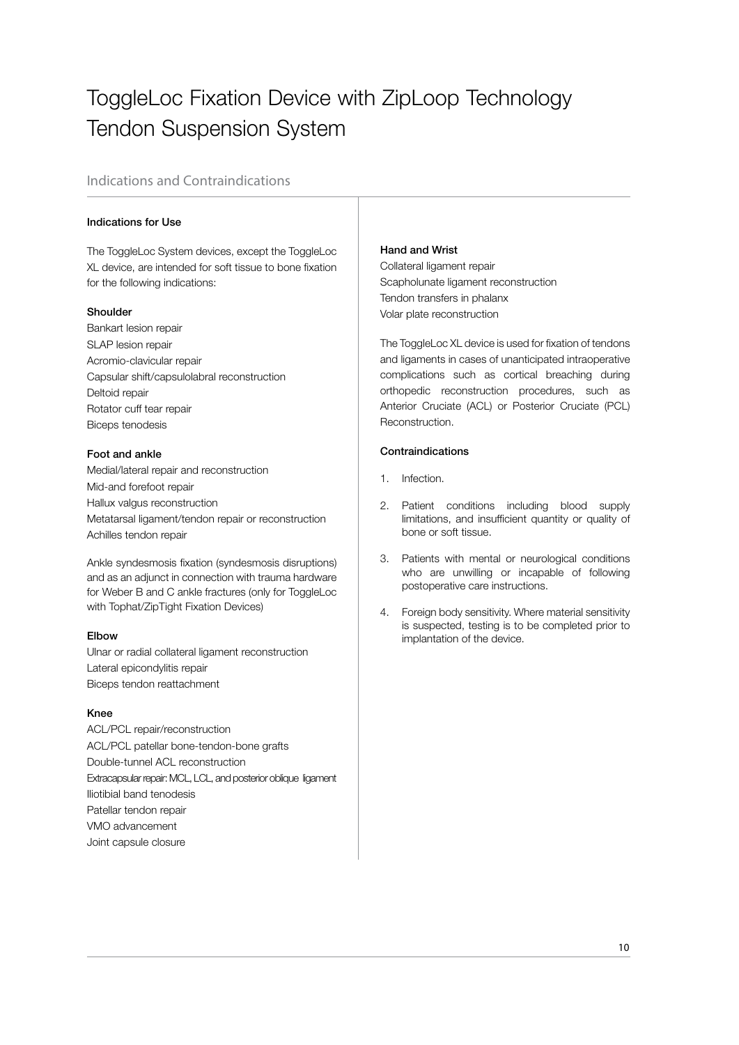# ToggleLoc Fixation Device with ZipLoop Technology Tendon Suspension System

## Indications and Contraindications

**Indications for Use**

The ToggleLoc System devices, except the ToggleLoc XL device, are intended for soft tissue to bone fixation for the following indications:

**Shoulder**

Bankart lesion repair
SLAP lesion repair
Acromio-clavicular repair
Capsular shift/capsulolabral reconstruction
Deltoid repair
Rotator cuff tear repair
Biceps tenodesis

**Foot and ankle**

Medial/lateral repair and reconstruction
Mid-and forefoot repair
Hallux valgus reconstruction
Metatarsal ligament/tendon repair or reconstruction
Achilles tendon repair

Ankle syndesmosis fixation (syndesmosis disruptions) and as an adjunct in connection with trauma hardware for Weber B and C ankle fractures (only for ToggleLoc with Tophat/ZipTight Fixation Devices)

**Elbow**

Ulnar or radial collateral ligament reconstruction
Lateral epicondylitis repair
Biceps tendon reattachment

**Knee**

ACL/PCL repair/reconstruction
ACL/PCL patellar bone-tendon-bone grafts
Double-tunnel ACL reconstruction
Extracapsular repair: MCL, LCL, and posterior oblique ligament
Iliotibial band tenodesis
Patellar tendon repair
VMO advancement
Joint capsule closure

**Hand and Wrist**

Collateral ligament repair
Scapholunate ligament reconstruction
Tendon transfers in phalanx
Volar plate reconstruction

The ToggleLoc XL device is used for fixation of tendons and ligaments in cases of unanticipated intraoperative complications such as cortical breaching during orthopedic reconstruction procedures, such as Anterior Cruciate (ACL) or Posterior Cruciate (PCL) Reconstruction.

**Contraindications**

1. Infection.
2. Patient conditions including blood supply limitations, and insufficient quantity or quality of bone or soft tissue.
3. Patients with mental or neurological conditions who are unwilling or incapable of following postoperative care instructions.
4. Foreign body sensitivity. Where material sensitivity is suspected, testing is to be completed prior to implantation of the device.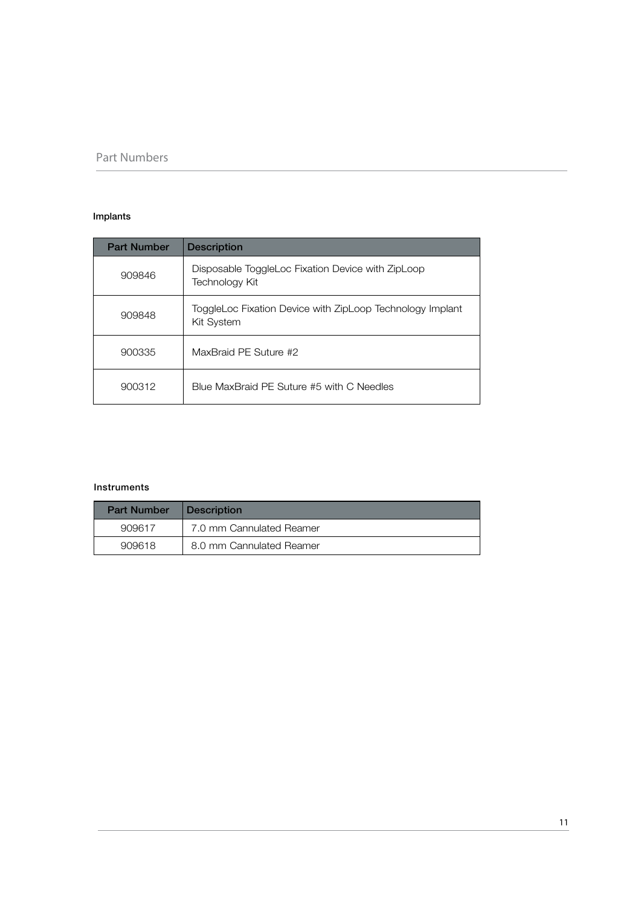## Part Numbers

### Implants

| Part Number | Description |
|---|---|
| 909846 | Disposable ToggleLoc Fixation Device with ZipLoop Technology Kit |
| 909848 | ToggleLoc Fixation Device with ZipLoop Technology Implant Kit System |
| 900335 | MaxBraid PE Suture #2 |
| 900312 | Blue MaxBraid PE Suture #5 with C Needles |

### Instruments

| Part Number | Description |
|---|---|
| 909617 | 7.0 mm Cannulated Reamer |
| 909618 | 8.0 mm Cannulated Reamer |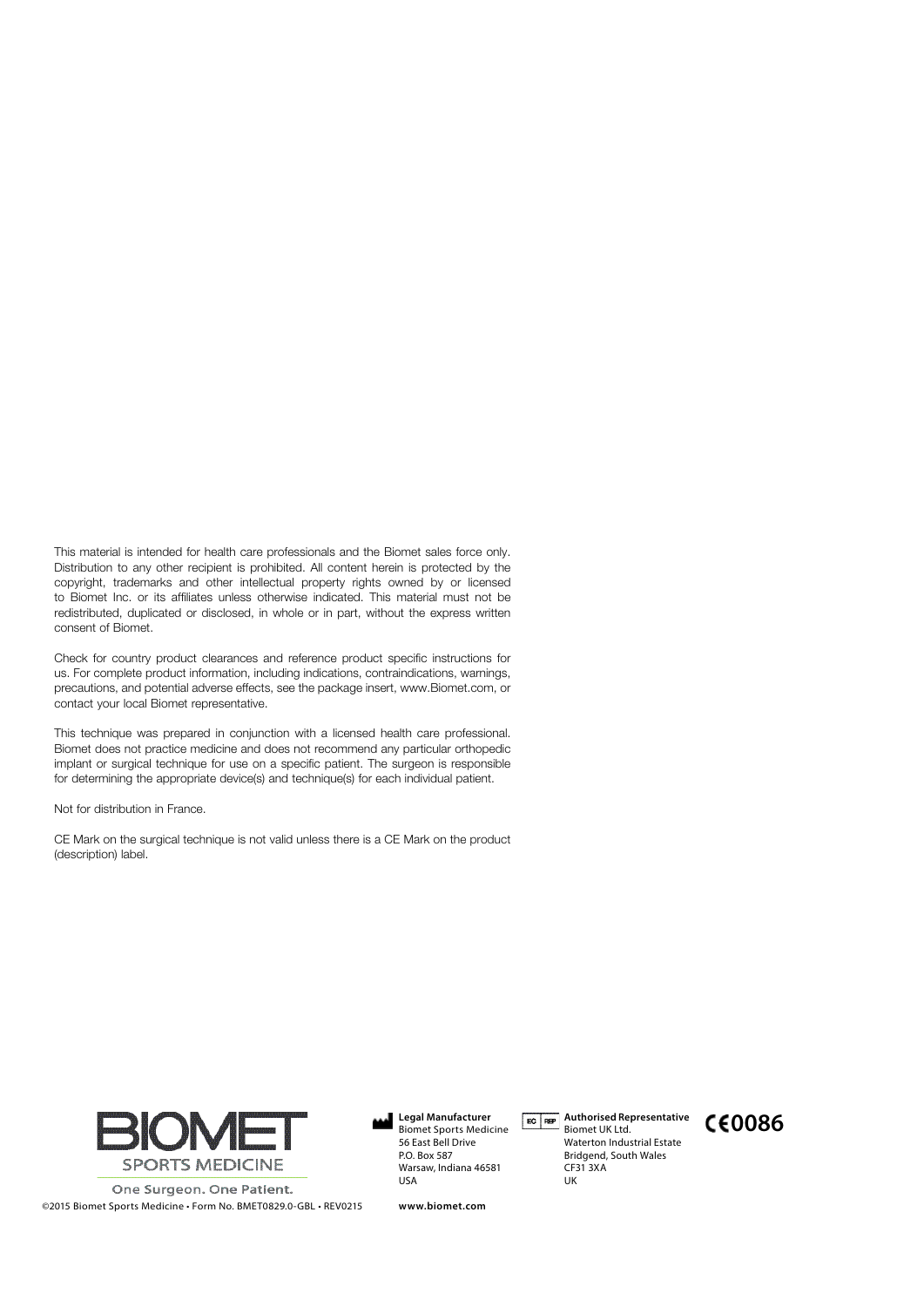This material is intended for health care professionals and the Biomet sales force only. Distribution to any other recipient is prohibited. All content herein is protected by the copyright, trademarks and other intellectual property rights owned by or licensed to Biomet Inc. or its affiliates unless otherwise indicated. This material must not be redistributed, duplicated or disclosed, in whole or in part, without the express written consent of Biomet.

Check for country product clearances and reference product specific instructions for us. For complete product information, including indications, contraindications, warnings, precautions, and potential adverse effects, see the package insert, www.Biomet.com, or contact your local Biomet representative.

This technique was prepared in conjunction with a licensed health care professional. Biomet does not practice medicine and does not recommend any particular orthopedic implant or surgical technique for use on a specific patient. The surgeon is responsible for determining the appropriate device(s) and technique(s) for each individual patient.

Not for distribution in France.

CE Mark on the surgical technique is not valid unless there is a CE Mark on the product (description) label.

BIOMET SPORTS MEDICINE

One Surgeon. One Patient.

©2015 Biomet Sports Medicine • Form No. BMET0829.0-GBL • REV0215

**Legal Manufacturer**
Biomet Sports Medicine
56 East Bell Drive
P.O. Box 587
Warsaw, Indiana 46581
USA

www.biomet.com

**Authorised Representative**
Biomet UK Ltd.
Waterton Industrial Estate
Bridgend, South Wales
CF31 3XA
UK

CE0086